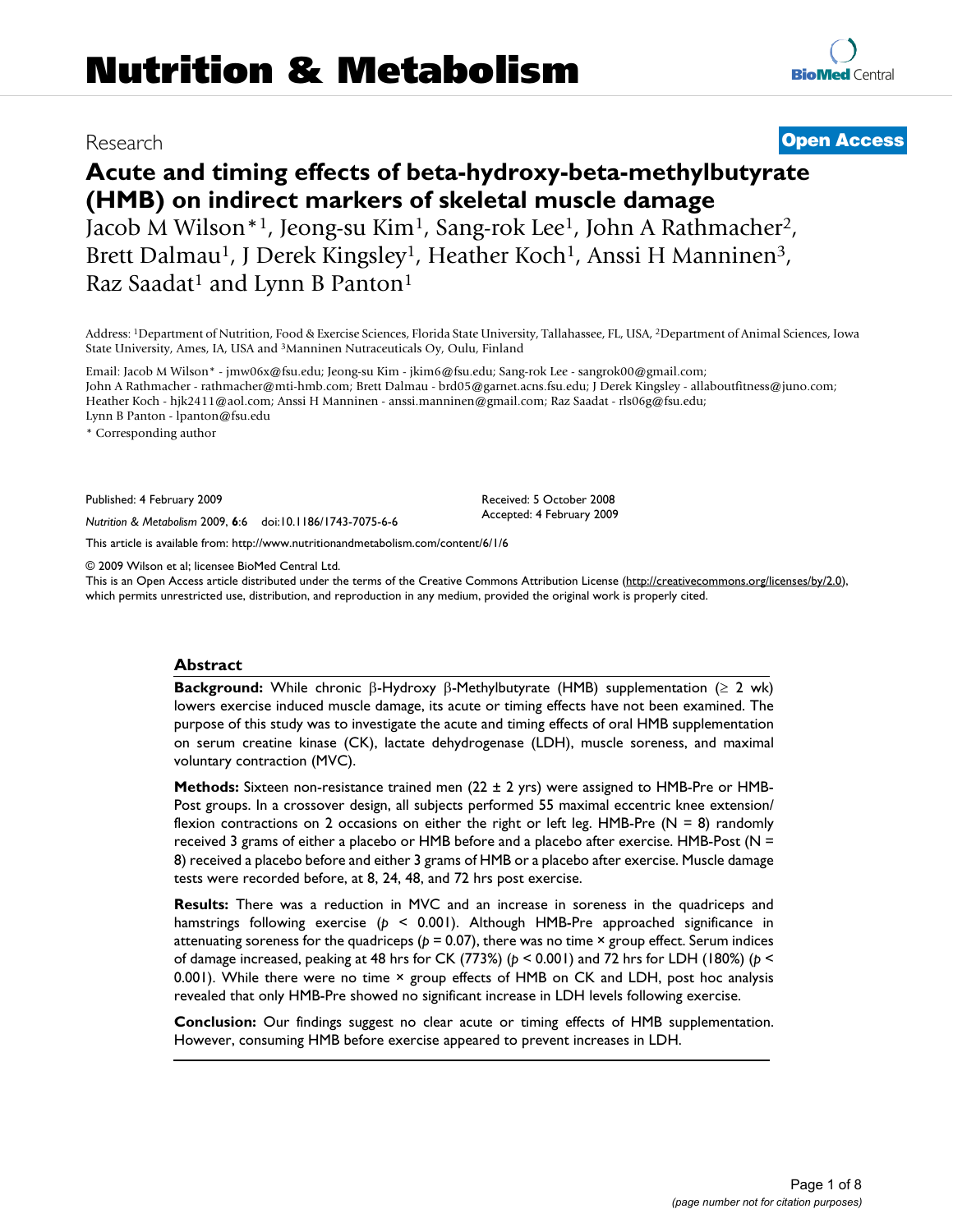# Nutrition & Metabolism

Research

**Open Access**

# Acute and timing effects of beta-hydroxy-beta-methylbutyrate (HMB) on indirect markers of skeletal muscle damage

Jacob M Wilson*[1], Jeong-su Kim[1], Sang-rok Lee[1], John A Rathmacher[2], Brett Dalmau[1], J Derek Kingsley[1], Heather Koch[1], Anssi H Manninen[3], Raz Saadat[1] and Lynn B Panton[1]

Address: [1]Department of Nutrition, Food & Exercise Sciences, Florida State University, Tallahassee, FL, USA, [2]Department of Animal Sciences, Iowa State University, Ames, IA, USA and [3]Manninen Nutraceuticals Oy, Oulu, Finland

Email: Jacob M Wilson* - jmw06x@fsu.edu; Jeong-su Kim - jkim6@fsu.edu; Sang-rok Lee - sangrok00@gmail.com; John A Rathmacher - rathmacher@mti-hmb.com; Brett Dalmau - brd05@garnet.acns.fsu.edu; J Derek Kingsley - allaboutfitness@juno.com; Heather Koch - hjk2411@aol.com; Anssi H Manninen - anssi.manninen@gmail.com; Raz Saadat - rls06g@fsu.edu; Lynn B Panton - lpanton@fsu.edu

\* Corresponding author

Published: 4 February 2009

*Nutrition & Metabolism* 2009, **6**:6 doi:10.1186/1743-7075-6-6

Received: 5 October 2008
Accepted: 4 February 2009

This article is available from: http://www.nutritionandmetabolism.com/content/6/1/6

© 2009 Wilson et al; licensee BioMed Central Ltd.
This is an Open Access article distributed under the terms of the Creative Commons Attribution License (http://creativecommons.org/licenses/by/2.0), which permits unrestricted use, distribution, and reproduction in any medium, provided the original work is properly cited.

## Abstract

**Background:** While chronic β-Hydroxy β-Methylbutyrate (HMB) supplementation (≥ 2 wk) lowers exercise induced muscle damage, its acute or timing effects have not been examined. The purpose of this study was to investigate the acute and timing effects of oral HMB supplementation on serum creatine kinase (CK), lactate dehydrogenase (LDH), muscle soreness, and maximal voluntary contraction (MVC).

**Methods:** Sixteen non-resistance trained men (22 ± 2 yrs) were assigned to HMB-Pre or HMB-Post groups. In a crossover design, all subjects performed 55 maximal eccentric knee extension/flexion contractions on 2 occasions on either the right or left leg. HMB-Pre (N = 8) randomly received 3 grams of either a placebo or HMB before and a placebo after exercise. HMB-Post (N = 8) received a placebo before and either 3 grams of HMB or a placebo after exercise. Muscle damage tests were recorded before, at 8, 24, 48, and 72 hrs post exercise.

**Results:** There was a reduction in MVC and an increase in soreness in the quadriceps and hamstrings following exercise ($p < 0.001$). Although HMB-Pre approached significance in attenuating soreness for the quadriceps ($p = 0.07$), there was no time × group effect. Serum indices of damage increased, peaking at 48 hrs for CK (773%) ($p < 0.001$) and 72 hrs for LDH (180%) ($p < 0.001$). While there were no time × group effects of HMB on CK and LDH, post hoc analysis revealed that only HMB-Pre showed no significant increase in LDH levels following exercise.

**Conclusion:** Our findings suggest no clear acute or timing effects of HMB supplementation. However, consuming HMB before exercise appeared to prevent increases in LDH.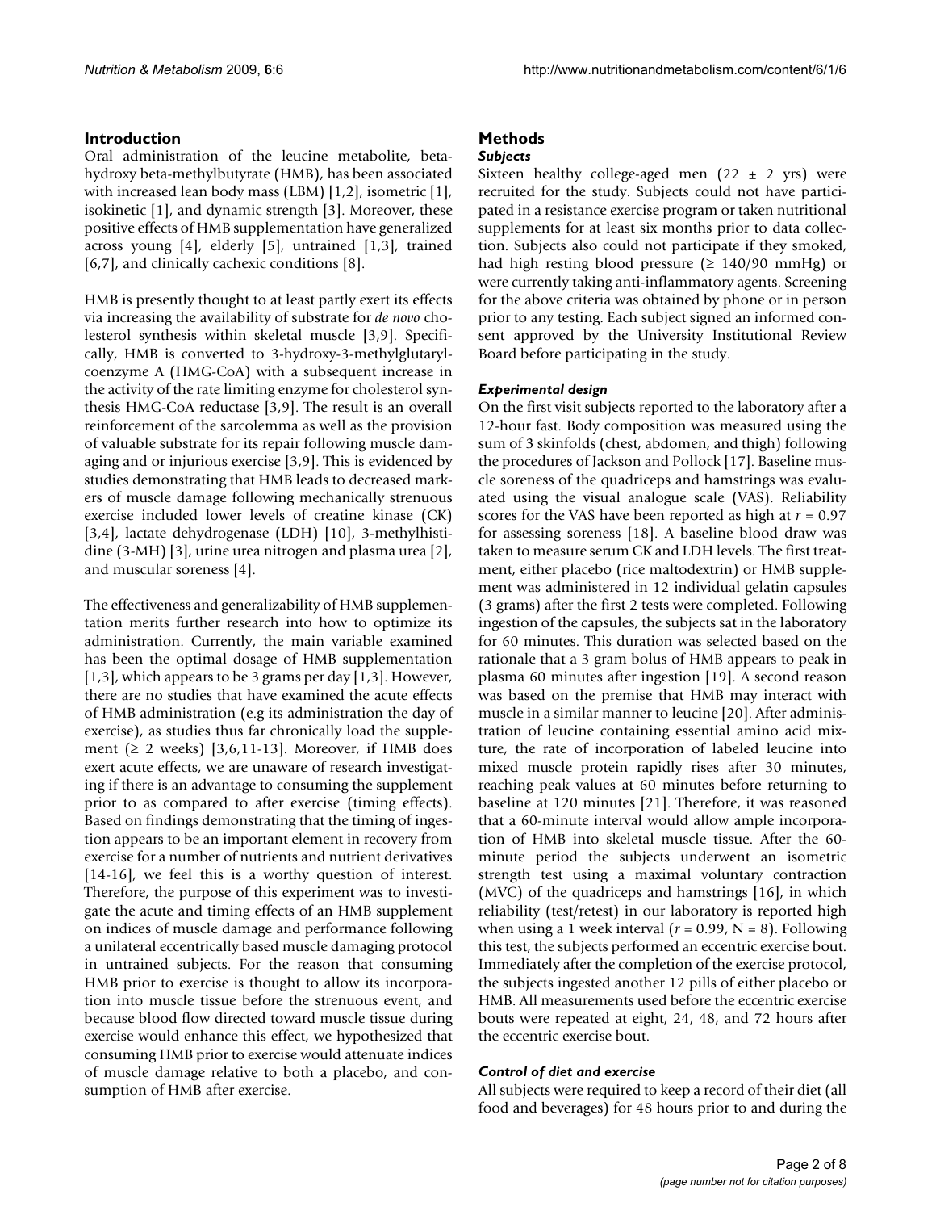## Introduction

Oral administration of the leucine metabolite, beta-hydroxy beta-methylbutyrate (HMB), has been associated with increased lean body mass (LBM) [1,2], isometric [1], isokinetic [1], and dynamic strength [3]. Moreover, these positive effects of HMB supplementation have generalized across young [4], elderly [5], untrained [1,3], trained [6,7], and clinically cachexic conditions [8].

HMB is presently thought to at least partly exert its effects via increasing the availability of substrate for *de novo* cholesterol synthesis within skeletal muscle [3,9]. Specifically, HMB is converted to 3-hydroxy-3-methylglutaryl-coenzyme A (HMG-CoA) with a subsequent increase in the activity of the rate limiting enzyme for cholesterol synthesis HMG-CoA reductase [3,9]. The result is an overall reinforcement of the sarcolemma as well as the provision of valuable substrate for its repair following muscle damaging and or injurious exercise [3,9]. This is evidenced by studies demonstrating that HMB leads to decreased markers of muscle damage following mechanically strenuous exercise included lower levels of creatine kinase (CK) [3,4], lactate dehydrogenase (LDH) [10], 3-methylhistidine (3-MH) [3], urine urea nitrogen and plasma urea [2], and muscular soreness [4].

The effectiveness and generalizability of HMB supplementation merits further research into how to optimize its administration. Currently, the main variable examined has been the optimal dosage of HMB supplementation [1,3], which appears to be 3 grams per day [1,3]. However, there are no studies that have examined the acute effects of HMB administration (e.g its administration the day of exercise), as studies thus far chronically load the supplement (≥ 2 weeks) [3,6,11-13]. Moreover, if HMB does exert acute effects, we are unaware of research investigating if there is an advantage to consuming the supplement prior to as compared to after exercise (timing effects). Based on findings demonstrating that the timing of ingestion appears to be an important element in recovery from exercise for a number of nutrients and nutrient derivatives [14-16], we feel this is a worthy question of interest. Therefore, the purpose of this experiment was to investigate the acute and timing effects of an HMB supplement on indices of muscle damage and performance following a unilateral eccentrically based muscle damaging protocol in untrained subjects. For the reason that consuming HMB prior to exercise is thought to allow its incorporation into muscle tissue before the strenuous event, and because blood flow directed toward muscle tissue during exercise would enhance this effect, we hypothesized that consuming HMB prior to exercise would attenuate indices of muscle damage relative to both a placebo, and consumption of HMB after exercise.

## Methods

### *Subjects*

Sixteen healthy college-aged men (22 ± 2 yrs) were recruited for the study. Subjects could not have participated in a resistance exercise program or taken nutritional supplements for at least six months prior to data collection. Subjects also could not participate if they smoked, had high resting blood pressure (≥ 140/90 mmHg) or were currently taking anti-inflammatory agents. Screening for the above criteria was obtained by phone or in person prior to any testing. Each subject signed an informed consent approved by the University Institutional Review Board before participating in the study.

### *Experimental design*

On the first visit subjects reported to the laboratory after a 12-hour fast. Body composition was measured using the sum of 3 skinfolds (chest, abdomen, and thigh) following the procedures of Jackson and Pollock [17]. Baseline muscle soreness of the quadriceps and hamstrings was evaluated using the visual analogue scale (VAS). Reliability scores for the VAS have been reported as high at $r = 0.97$ for assessing soreness [18]. A baseline blood draw was taken to measure serum CK and LDH levels. The first treatment, either placebo (rice maltodextrin) or HMB supplement was administered in 12 individual gelatin capsules (3 grams) after the first 2 tests were completed. Following ingestion of the capsules, the subjects sat in the laboratory for 60 minutes. This duration was selected based on the rationale that a 3 gram bolus of HMB appears to peak in plasma 60 minutes after ingestion [19]. A second reason was based on the premise that HMB may interact with muscle in a similar manner to leucine [20]. After administration of leucine containing essential amino acid mixture, the rate of incorporation of labeled leucine into mixed muscle protein rapidly rises after 30 minutes, reaching peak values at 60 minutes before returning to baseline at 120 minutes [21]. Therefore, it was reasoned that a 60-minute interval would allow ample incorporation of HMB into skeletal muscle tissue. After the 60-minute period the subjects underwent an isometric strength test using a maximal voluntary contraction (MVC) of the quadriceps and hamstrings [16], in which reliability (test/retest) in our laboratory is reported high when using a 1 week interval ($r = 0.99$, $N = 8$). Following this test, the subjects performed an eccentric exercise bout. Immediately after the completion of the exercise protocol, the subjects ingested another 12 pills of either placebo or HMB. All measurements used before the eccentric exercise bouts were repeated at eight, 24, 48, and 72 hours after the eccentric exercise bout.

### *Control of diet and exercise*

All subjects were required to keep a record of their diet (all food and beverages) for 48 hours prior to and during the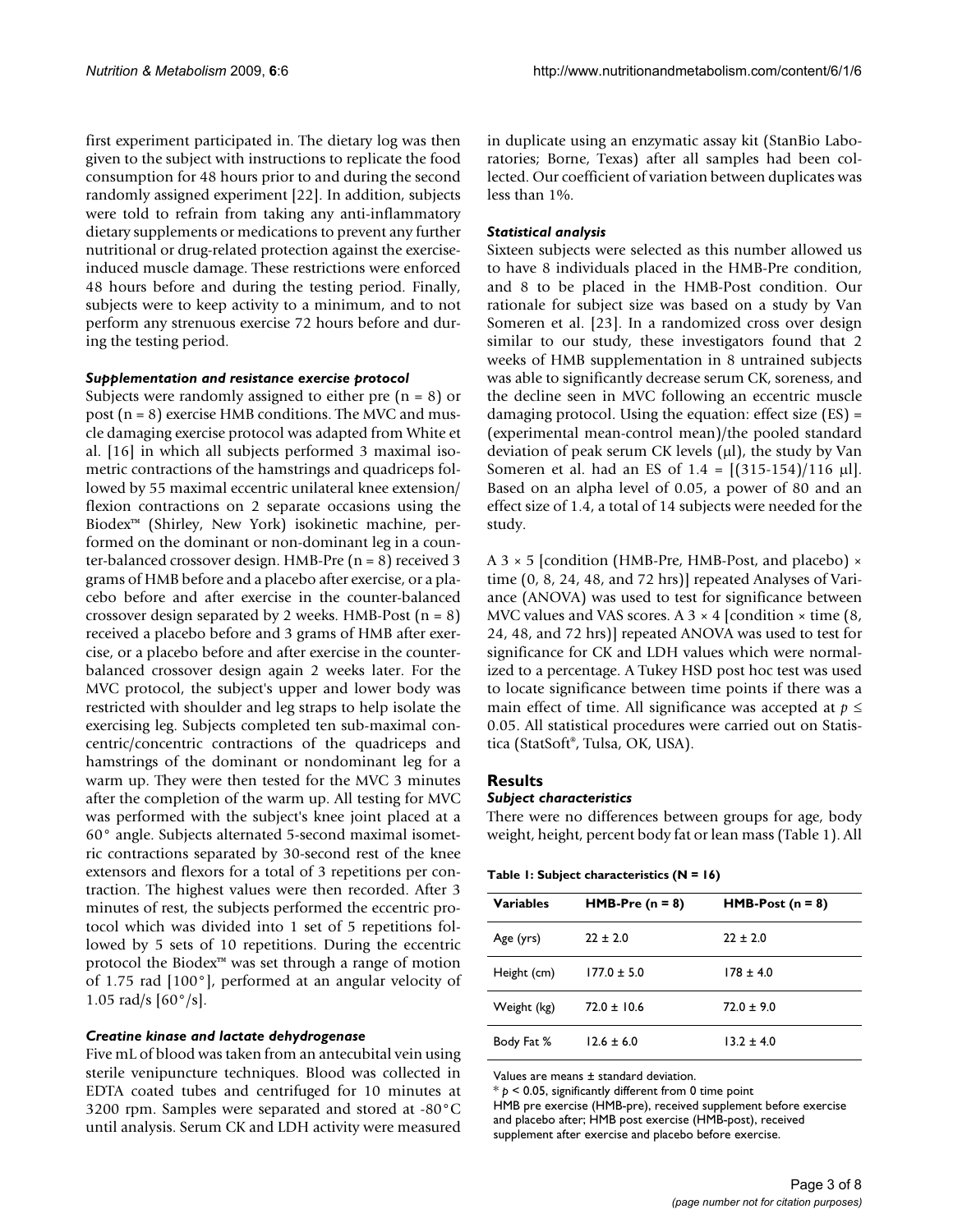first experiment participated in. The dietary log was then given to the subject with instructions to replicate the food consumption for 48 hours prior to and during the second randomly assigned experiment [22]. In addition, subjects were told to refrain from taking any anti-inflammatory dietary supplements or medications to prevent any further nutritional or drug-related protection against the exercise-induced muscle damage. These restrictions were enforced 48 hours before and during the testing period. Finally, subjects were to keep activity to a minimum, and to not perform any strenuous exercise 72 hours before and during the testing period.

### *Supplementation and resistance exercise protocol*

Subjects were randomly assigned to either pre (n = 8) or post (n = 8) exercise HMB conditions. The MVC and muscle damaging exercise protocol was adapted from White et al. [16] in which all subjects performed 3 maximal isometric contractions of the hamstrings and quadriceps followed by 55 maximal eccentric unilateral knee extension/flexion contractions on 2 separate occasions using the Biodex™ (Shirley, New York) isokinetic machine, performed on the dominant or non-dominant leg in a counter-balanced crossover design. HMB-Pre (n = 8) received 3 grams of HMB before and a placebo after exercise, or a placebo before and after exercise in the counter-balanced crossover design separated by 2 weeks. HMB-Post (n = 8) received a placebo before and 3 grams of HMB after exercise, or a placebo before and after exercise in the counter-balanced crossover design again 2 weeks later. For the MVC protocol, the subject's upper and lower body was restricted with shoulder and leg straps to help isolate the exercising leg. Subjects completed ten sub-maximal concentric/concentric contractions of the quadriceps and hamstrings of the dominant or nondominant leg for a warm up. They were then tested for the MVC 3 minutes after the completion of the warm up. All testing for MVC was performed with the subject's knee joint placed at a 60° angle. Subjects alternated 5-second maximal isometric contractions separated by 30-second rest of the knee extensors and flexors for a total of 3 repetitions per contraction. The highest values were then recorded. After 3 minutes of rest, the subjects performed the eccentric protocol which was divided into 1 set of 5 repetitions followed by 5 sets of 10 repetitions. During the eccentric protocol the Biodex™ was set through a range of motion of 1.75 rad [100°], performed at an angular velocity of 1.05 rad/s [60°/s].

### *Creatine kinase and lactate dehydrogenase*

Five mL of blood was taken from an antecubital vein using sterile venipuncture techniques. Blood was collected in EDTA coated tubes and centrifuged for 10 minutes at 3200 rpm. Samples were separated and stored at -80°C until analysis. Serum CK and LDH activity were measured in duplicate using an enzymatic assay kit (StanBio Laboratories; Borne, Texas) after all samples had been collected. Our coefficient of variation between duplicates was less than 1%.

### *Statistical analysis*

Sixteen subjects were selected as this number allowed us to have 8 individuals placed in the HMB-Pre condition, and 8 to be placed in the HMB-Post condition. Our rationale for subject size was based on a study by Van Someren et al. [23]. In a randomized cross over design similar to our study, these investigators found that 2 weeks of HMB supplementation in 8 untrained subjects was able to significantly decrease serum CK, soreness, and the decline seen in MVC following an eccentric muscle damaging protocol. Using the equation: effect size (ES) = (experimental mean-control mean)/the pooled standard deviation of peak serum CK levels (μl), the study by Van Someren et al. had an ES of 1.4 = [(315-154)/116 μl]. Based on an alpha level of 0.05, a power of 80 and an effect size of 1.4, a total of 14 subjects were needed for the study.

A 3 × 5 [condition (HMB-Pre, HMB-Post, and placebo) × time (0, 8, 24, 48, and 72 hrs)] repeated Analyses of Variance (ANOVA) was used to test for significance between MVC values and VAS scores. A 3 × 4 [condition × time (8, 24, 48, and 72 hrs)] repeated ANOVA was used to test for significance for CK and LDH values which were normalized to a percentage. A Tukey HSD post hoc test was used to locate significance between time points if there was a main effect of time. All significance was accepted at $p \leq 0.05$. All statistical procedures were carried out on Statistica (StatSoft®, Tulsa, OK, USA).

## Results

### *Subject characteristics*

There were no differences between groups for age, body weight, height, percent body fat or lean mass (Table 1). All

**Table 1: Subject characteristics (N = 16)**

| Variables | HMB-Pre (n = 8) | HMB-Post (n = 8) |
|---|---|---|
| Age (yrs) | 22 ± 2.0 | 22 ± 2.0 |
| Height (cm) | 177.0 ± 5.0 | 178 ± 4.0 |
| Weight (kg) | 72.0 ± 10.6 | 72.0 ± 9.0 |
| Body Fat % | 12.6 ± 6.0 | 13.2 ± 4.0 |

Values are means ± standard deviation.

* $p < 0.05$, significantly different from 0 time point

HMB pre exercise (HMB-pre), received supplement before exercise and placebo after; HMB post exercise (HMB-post), received supplement after exercise and placebo before exercise.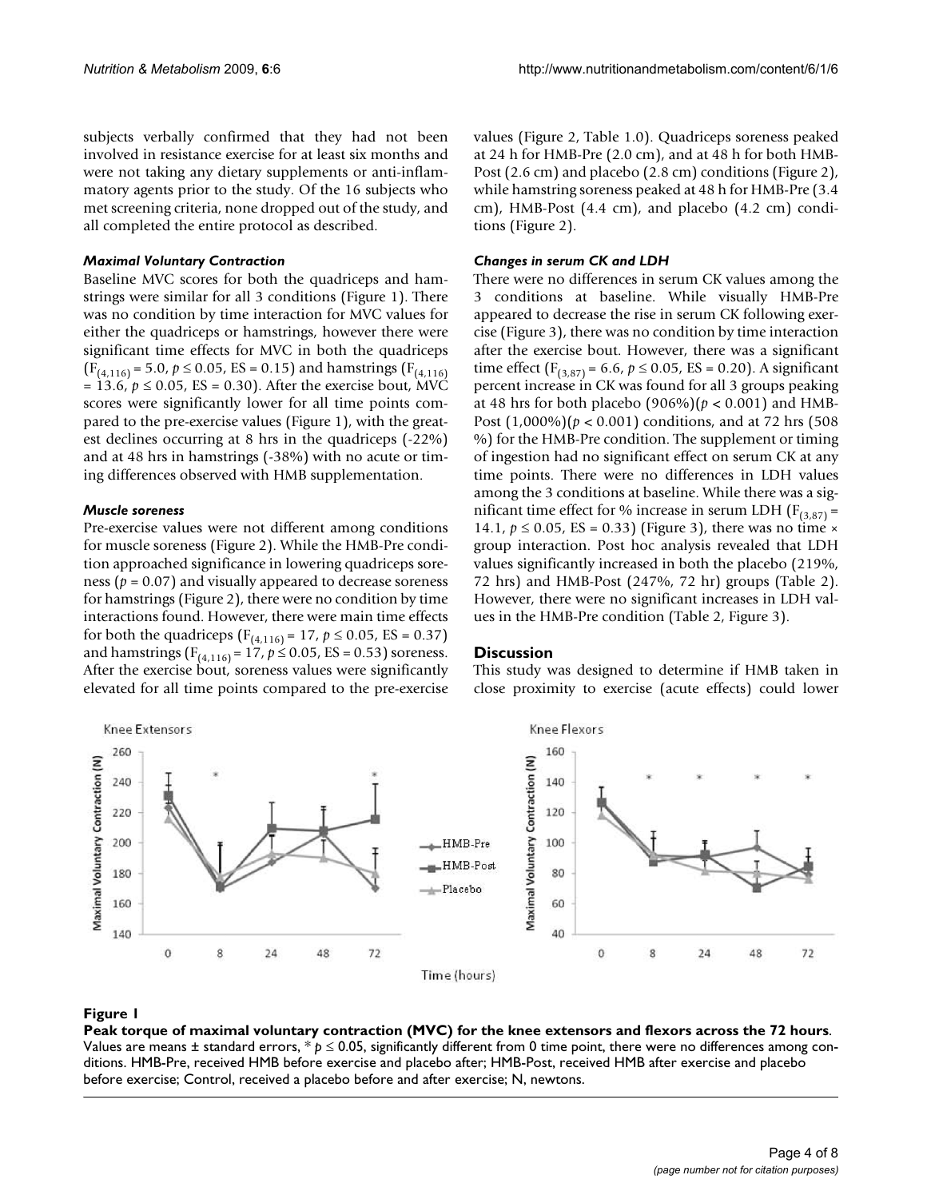subjects verbally confirmed that they had not been involved in resistance exercise for at least six months and were not taking any dietary supplements or anti-inflammatory agents prior to the study. Of the 16 subjects who met screening criteria, none dropped out of the study, and all completed the entire protocol as described.

### *Maximal Voluntary Contraction*

Baseline MVC scores for both the quadriceps and hamstrings were similar for all 3 conditions (Figure 1). There was no condition by time interaction for MVC values for either the quadriceps or hamstrings, however there were significant time effects for MVC in both the quadriceps ($F_{(4,116)} = 5.0$, $p \leq 0.05$, ES = 0.15) and hamstrings ($F_{(4,116)} = 13.6$, $p \leq 0.05$, ES = 0.30). After the exercise bout, MVC scores were significantly lower for all time points compared to the pre-exercise values (Figure 1), with the greatest declines occurring at 8 hrs in the quadriceps (-22%) and at 48 hrs in hamstrings (-38%) with no acute or timing differences observed with HMB supplementation.

### *Muscle soreness*

Pre-exercise values were not different among conditions for muscle soreness (Figure 2). While the HMB-Pre condition approached significance in lowering quadriceps soreness ($p = 0.07$) and visually appeared to decrease soreness for hamstrings (Figure 2), there were no condition by time interactions found. However, there were main time effects for both the quadriceps ($F_{(4,116)} = 17$, $p \leq 0.05$, ES = 0.37) and hamstrings ($F_{(4,116)} = 17$, $p \leq 0.05$, ES = 0.53) soreness. After the exercise bout, soreness values were significantly elevated for all time points compared to the pre-exercise values (Figure 2, Table 1.0). Quadriceps soreness peaked at 24 h for HMB-Pre (2.0 cm), and at 48 h for both HMB-Post (2.6 cm) and placebo (2.8 cm) conditions (Figure 2), while hamstring soreness peaked at 48 h for HMB-Pre (3.4 cm), HMB-Post (4.4 cm), and placebo (4.2 cm) conditions (Figure 2).

### *Changes in serum CK and LDH*

There were no differences in serum CK values among the 3 conditions at baseline. While visually HMB-Pre appeared to decrease the rise in serum CK following exercise (Figure 3), there was no condition by time interaction after the exercise bout. However, there was a significant time effect ($F_{(3,87)} = 6.6$, $p \leq 0.05$, ES = 0.20). A significant percent increase in CK was found for all 3 groups peaking at 48 hrs for both placebo (906%)($p < 0.001$) and HMB-Post (1,000%)($p < 0.001$) conditions, and at 72 hrs (508 %) for the HMB-Pre condition. The supplement or timing of ingestion had no significant effect on serum CK at any time points. There were no differences in LDH values among the 3 conditions at baseline. While there was a significant time effect for % increase in serum LDH ($F_{(3,87)} = 14.1$, $p \leq 0.05$, ES = 0.33) (Figure 3), there was no time × group interaction. Post hoc analysis revealed that LDH values significantly increased in both the placebo (219%, 72 hrs) and HMB-Post (247%, 72 hr) groups (Table 2). However, there were no significant increases in LDH values in the HMB-Pre condition (Table 2, Figure 3).

## Discussion

This study was designed to determine if HMB taken in close proximity to exercise (acute effects) could lower

**Figure 1**

**Peak torque of maximal voluntary contraction (MVC) for the knee extensors and flexors across the 72 hours**. Values are means ± standard errors, * $p \leq 0.05$, significantly different from 0 time point, there were no differences among conditions. HMB-Pre, received HMB before exercise and placebo after; HMB-Post, received HMB after exercise and placebo before exercise; Control, received a placebo before and after exercise; N, newtons.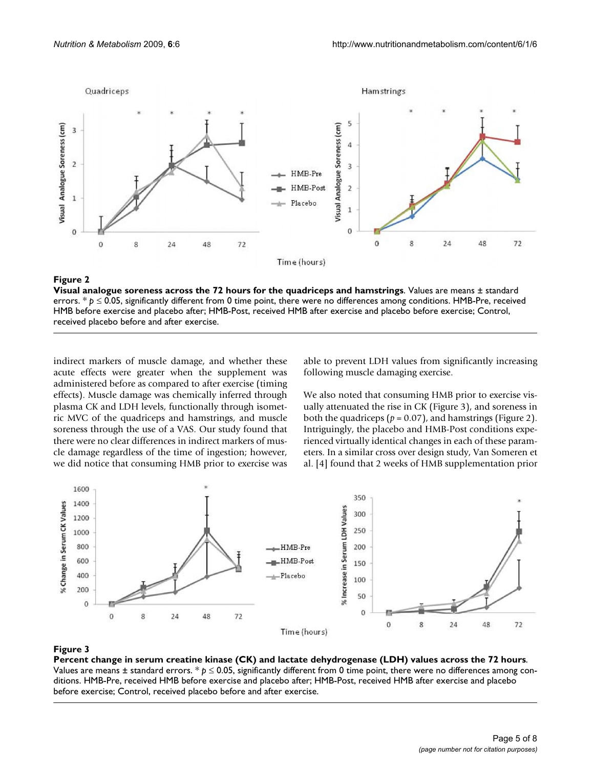**Figure 2**

**Visual analogue soreness across the 72 hours for the quadriceps and hamstrings**. Values are means ± standard errors. * $p \leq 0.05$, significantly different from 0 time point, there were no differences among conditions. HMB-Pre, received HMB before exercise and placebo after; HMB-Post, received HMB after exercise and placebo before exercise; Control, received placebo before and after exercise.

indirect markers of muscle damage, and whether these acute effects were greater when the supplement was administered before as compared to after exercise (timing effects). Muscle damage was chemically inferred through plasma CK and LDH levels, functionally through isometric MVC of the quadriceps and hamstrings, and muscle soreness through the use of a VAS. Our study found that there were no clear differences in indirect markers of muscle damage regardless of the time of ingestion; however, we did notice that consuming HMB prior to exercise was able to prevent LDH values from significantly increasing following muscle damaging exercise.

We also noted that consuming HMB prior to exercise visually attenuated the rise in CK (Figure 3), and soreness in both the quadriceps ($p = 0.07$), and hamstrings (Figure 2). Intriguingly, the placebo and HMB-Post conditions experienced virtually identical changes in each of these parameters. In a similar cross over design study, Van Someren et al. [4] found that 2 weeks of HMB supplementation prior

**Figure 3**

**Percent change in serum creatine kinase (CK) and lactate dehydrogenase (LDH) values across the 72 hours**. Values are means ± standard errors. * $p \leq 0.05$, significantly different from 0 time point, there were no differences among conditions. HMB-Pre, received HMB before exercise and placebo after; HMB-Post, received HMB after exercise and placebo before exercise; Control, received placebo before and after exercise.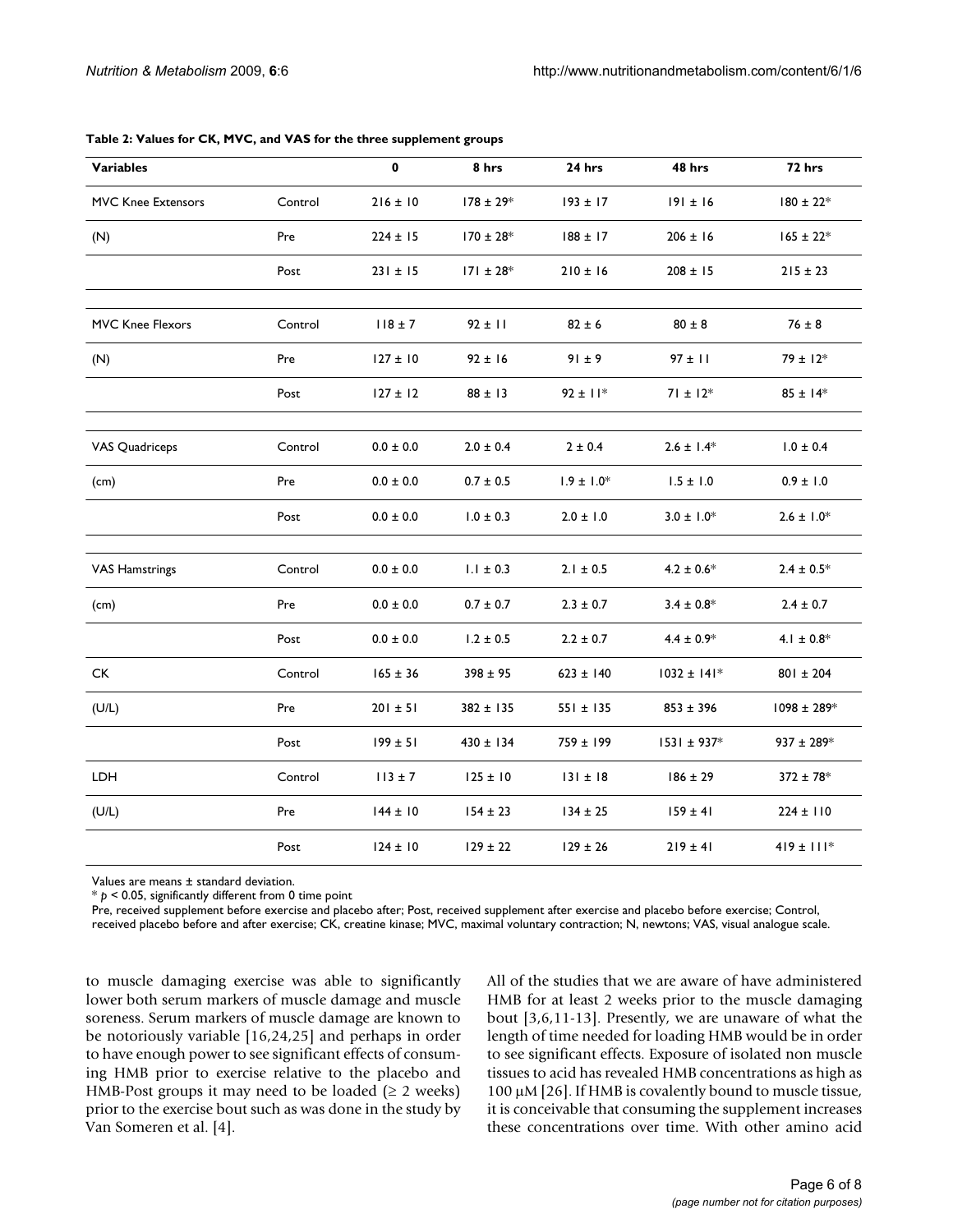**Table 2: Values for CK, MVC, and VAS for the three supplement groups**

| Variables | | 0 | 8 hrs | 24 hrs | 48 hrs | 72 hrs |
|---|---|---|---|---|---|---|
| MVC Knee Extensors | Control | 216 ± 10 | 178 ± 29* | 193 ± 17 | 191 ± 16 | 180 ± 22* |
| (N) | Pre | 224 ± 15 | 170 ± 28* | 188 ± 17 | 206 ± 16 | 165 ± 22* |
| | Post | 231 ± 15 | 171 ± 28* | 210 ± 16 | 208 ± 15 | 215 ± 23 |
| MVC Knee Flexors | Control | 118 ± 7 | 92 ± 11 | 82 ± 6 | 80 ± 8 | 76 ± 8 |
| (N) | Pre | 127 ± 10 | 92 ± 16 | 91 ± 9 | 97 ± 11 | 79 ± 12* |
| | Post | 127 ± 12 | 88 ± 13 | 92 ± 11* | 71 ± 12* | 85 ± 14* |
| VAS Quadriceps | Control | 0.0 ± 0.0 | 2.0 ± 0.4 | 2 ± 0.4 | 2.6 ± 1.4* | 1.0 ± 0.4 |
| (cm) | Pre | 0.0 ± 0.0 | 0.7 ± 0.5 | 1.9 ± 1.0* | 1.5 ± 1.0 | 0.9 ± 1.0 |
| | Post | 0.0 ± 0.0 | 1.0 ± 0.3 | 2.0 ± 1.0 | 3.0 ± 1.0* | 2.6 ± 1.0* |
| VAS Hamstrings | Control | 0.0 ± 0.0 | 1.1 ± 0.3 | 2.1 ± 0.5 | 4.2 ± 0.6* | 2.4 ± 0.5* |
| (cm) | Pre | 0.0 ± 0.0 | 0.7 ± 0.7 | 2.3 ± 0.7 | 3.4 ± 0.8* | 2.4 ± 0.7 |
| | Post | 0.0 ± 0.0 | 1.2 ± 0.5 | 2.2 ± 0.7 | 4.4 ± 0.9* | 4.1 ± 0.8* |
| CK | Control | 165 ± 36 | 398 ± 95 | 623 ± 140 | 1032 ± 141* | 801 ± 204 |
| (U/L) | Pre | 201 ± 51 | 382 ± 135 | 551 ± 135 | 853 ± 396 | 1098 ± 289* |
| | Post | 199 ± 51 | 430 ± 134 | 759 ± 199 | 1531 ± 937* | 937 ± 289* |
| LDH | Control | 113 ± 7 | 125 ± 10 | 131 ± 18 | 186 ± 29 | 372 ± 78* |
| (U/L) | Pre | 144 ± 10 | 154 ± 23 | 134 ± 25 | 159 ± 41 | 224 ± 110 |
| | Post | 124 ± 10 | 129 ± 22 | 129 ± 26 | 219 ± 41 | 419 ± 111* |

Values are means ± standard deviation.

* $p < 0.05$, significantly different from 0 time point

Pre, received supplement before exercise and placebo after; Post, received supplement after exercise and placebo before exercise; Control, received placebo before and after exercise; CK, creatine kinase; MVC, maximal voluntary contraction; N, newtons; VAS, visual analogue scale.

to muscle damaging exercise was able to significantly lower both serum markers of muscle damage and muscle soreness. Serum markers of muscle damage are known to be notoriously variable [16,24,25] and perhaps in order to have enough power to see significant effects of consuming HMB prior to exercise relative to the placebo and HMB-Post groups it may need to be loaded (≥ 2 weeks) prior to the exercise bout such as was done in the study by Van Someren et al. [4].

All of the studies that we are aware of have administered HMB for at least 2 weeks prior to the muscle damaging bout [3,6,11-13]. Presently, we are unaware of what the length of time needed for loading HMB would be in order to see significant effects. Exposure of isolated non muscle tissues to acid has revealed HMB concentrations as high as 100 μM [26]. If HMB is covalently bound to muscle tissue, it is conceivable that consuming the supplement increases these concentrations over time. With other amino acid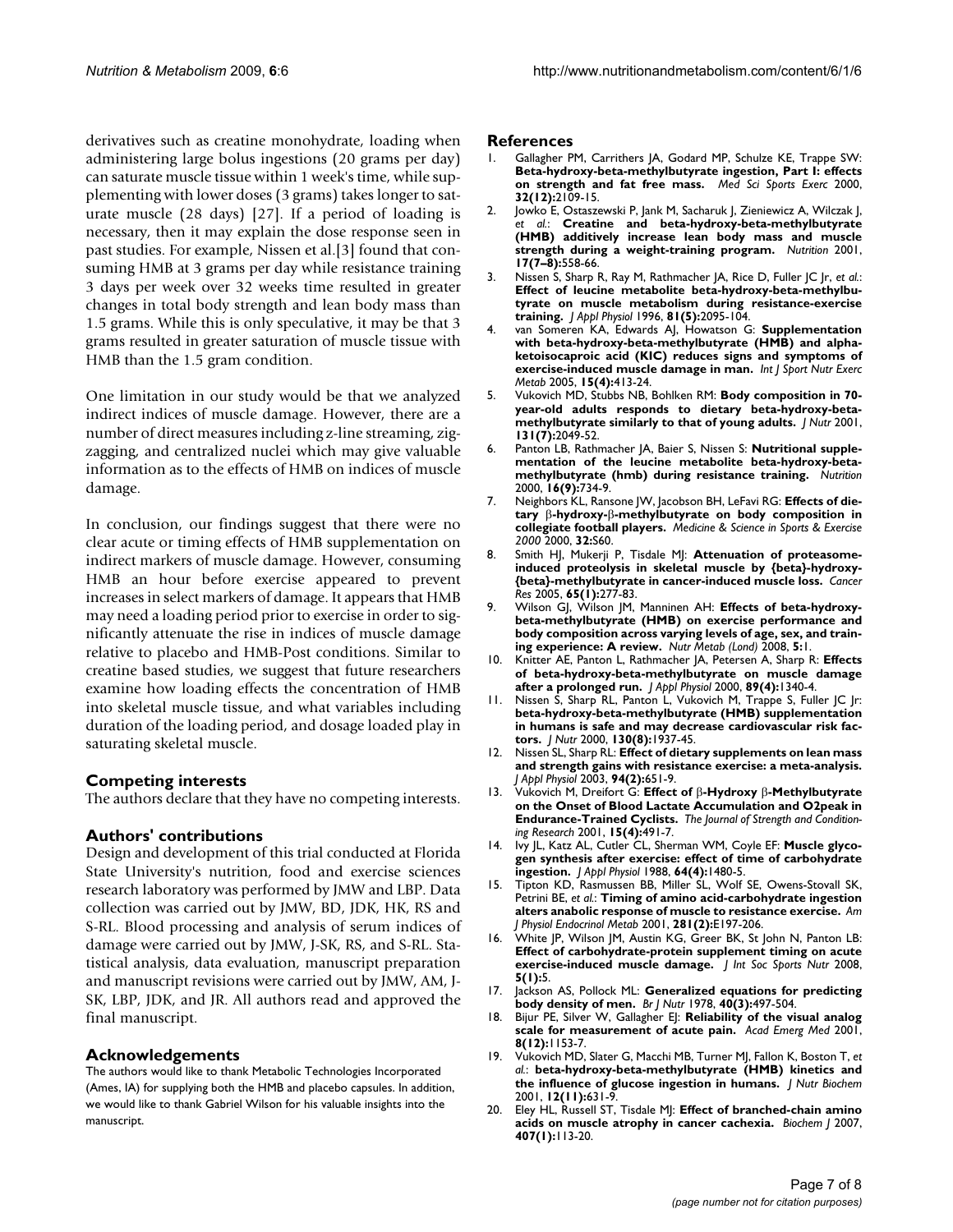derivatives such as creatine monohydrate, loading when administering large bolus ingestions (20 grams per day) can saturate muscle tissue within 1 week's time, while supplementing with lower doses (3 grams) takes longer to saturate muscle (28 days) [27]. If a period of loading is necessary, then it may explain the dose response seen in past studies. For example, Nissen et al.[3] found that consuming HMB at 3 grams per day while resistance training 3 days per week over 32 weeks time resulted in greater changes in total body strength and lean body mass than 1.5 grams. While this is only speculative, it may be that 3 grams resulted in greater saturation of muscle tissue with HMB than the 1.5 gram condition.

One limitation in our study would be that we analyzed indirect indices of muscle damage. However, there are a number of direct measures including z-line streaming, zig-zagging, and centralized nuclei which may give valuable information as to the effects of HMB on indices of muscle damage.

In conclusion, our findings suggest that there were no clear acute or timing effects of HMB supplementation on indirect markers of muscle damage. However, consuming HMB an hour before exercise appeared to prevent increases in select markers of damage. It appears that HMB may need a loading period prior to exercise in order to significantly attenuate the rise in indices of muscle damage relative to placebo and HMB-Post conditions. Similar to creatine based studies, we suggest that future researchers examine how loading effects the concentration of HMB into skeletal muscle tissue, and what variables including duration of the loading period, and dosage loaded play in saturating skeletal muscle.

## Competing interests

The authors declare that they have no competing interests.

## Authors' contributions

Design and development of this trial conducted at Florida State University's nutrition, food and exercise sciences research laboratory was performed by JMW and LBP. Data collection was carried out by JMW, BD, JDK, HK, RS and S-RL. Blood processing and analysis of serum indices of damage were carried out by JMW, J-SK, RS, and S-RL. Statistical analysis, data evaluation, manuscript preparation and manuscript revisions were carried out by JMW, AM, J-SK, LBP, JDK, and JR. All authors read and approved the final manuscript.

## Acknowledgements

The authors would like to thank Metabolic Technologies Incorporated (Ames, IA) for supplying both the HMB and placebo capsules. In addition, we would like to thank Gabriel Wilson for his valuable insights into the manuscript.

## References

1. Gallagher PM, Carrithers JA, Godard MP, Schulze KE, Trappe SW: **Beta-hydroxy-beta-methylbutyrate ingestion, Part I: effects on strength and fat free mass.** *Med Sci Sports Exerc* 2000, **32(12):**2109-15.
2. Jowko E, Ostaszewski P, Jank M, Sacharuk J, Zieniewicz A, Wilczak J, *et al.*: **Creatine and beta-hydroxy-beta-methylbutyrate (HMB) additively increase lean body mass and muscle strength during a weight-training program.** *Nutrition* 2001, **17(7–8):**558-66.
3. Nissen S, Sharp R, Ray M, Rathmacher JA, Rice D, Fuller JC Jr, *et al.*: **Effect of leucine metabolite beta-hydroxy-beta-methylbutyrate on muscle metabolism during resistance-exercise training.** *J Appl Physiol* 1996, **81(5):**2095-104.
4. van Someren KA, Edwards AJ, Howatson G: **Supplementation with beta-hydroxy-beta-methylbutyrate (HMB) and alpha-ketoisocaproic acid (KIC) reduces signs and symptoms of exercise-induced muscle damage in man.** *Int J Sport Nutr Exerc Metab* 2005, **15(4):**413-24.
5. Vukovich MD, Stubbs NB, Bohlken RM: **Body composition in 70-year-old adults responds to dietary beta-hydroxy-beta-methylbutyrate similarly to that of young adults.** *J Nutr* 2001, **131(7):**2049-52.
6. Panton LB, Rathmacher JA, Baier S, Nissen S: **Nutritional supplementation of the leucine metabolite beta-hydroxy-beta-methylbutyrate (hmb) during resistance training.** *Nutrition* 2000, **16(9):**734-9.
7. Neighbors KL, Ransone JW, Jacobson BH, LeFavi RG: **Effects of dietary β-hydroxy-β-methylbutyrate on body composition in collegiate football players.** *Medicine & Science in Sports & Exercise 2000* 2000, **32:**S60.
8. Smith HJ, Mukerji P, Tisdale MJ: **Attenuation of proteasome-induced proteolysis in skeletal muscle by {beta}-hydroxy-{beta}-methylbutyrate in cancer-induced muscle loss.** *Cancer Res* 2005, **65(1):**277-83.
9. Wilson GJ, Wilson JM, Manninen AH: **Effects of beta-hydroxy-beta-methylbutyrate (HMB) on exercise performance and body composition across varying levels of age, sex, and training experience: A review.** *Nutr Metab (Lond)* 2008, **5:**1.
10. Knitter AE, Panton L, Rathmacher JA, Petersen A, Sharp R: **Effects of beta-hydroxy-beta-methylbutyrate on muscle damage after a prolonged run.** *J Appl Physiol* 2000, **89(4):**1340-4.
11. Nissen S, Sharp RL, Panton L, Vukovich M, Trappe S, Fuller JC Jr: **beta-hydroxy-beta-methylbutyrate (HMB) supplementation in humans is safe and may decrease cardiovascular risk factors.** *J Nutr* 2000, **130(8):**1937-45.
12. Nissen SL, Sharp RL: **Effect of dietary supplements on lean mass and strength gains with resistance exercise: a meta-analysis.** *J Appl Physiol* 2003, **94(2):**651-9.
13. Vukovich M, Dreifort G: **Effect of β-Hydroxy β-Methylbutyrate on the Onset of Blood Lactate Accumulation and O2peak in Endurance-Trained Cyclists.** *The Journal of Strength and Conditioning Research* 2001, **15(4):**491-7.
14. Ivy JL, Katz AL, Cutler CL, Sherman WM, Coyle EF: **Muscle glycogen synthesis after exercise: effect of time of carbohydrate ingestion.** *J Appl Physiol* 1988, **64(4):**1480-5.
15. Tipton KD, Rasmussen BB, Miller SL, Wolf SE, Owens-Stovall SK, Petrini BE, *et al.*: **Timing of amino acid-carbohydrate ingestion alters anabolic response of muscle to resistance exercise.** *Am J Physiol Endocrinol Metab* 2001, **281(2):**E197-206.
16. White JP, Wilson JM, Austin KG, Greer BK, St John N, Panton LB: **Effect of carbohydrate-protein supplement timing on acute exercise-induced muscle damage.** *J Int Soc Sports Nutr* 2008, **5(1):**5.
17. Jackson AS, Pollock ML: **Generalized equations for predicting body density of men.** *Br J Nutr* 1978, **40(3):**497-504.
18. Bijur PE, Silver W, Gallagher EJ: **Reliability of the visual analog scale for measurement of acute pain.** *Acad Emerg Med* 2001, **8(12):**1153-7.
19. Vukovich MD, Slater G, Macchi MB, Turner MJ, Fallon K, Boston T, *et al.*: **beta-hydroxy-beta-methylbutyrate (HMB) kinetics and the influence of glucose ingestion in humans.** *J Nutr Biochem* 2001, **12(11):**631-9.
20. Eley HL, Russell ST, Tisdale MJ: **Effect of branched-chain amino acids on muscle atrophy in cancer cachexia.** *Biochem J* 2007, **407(1):**113-20.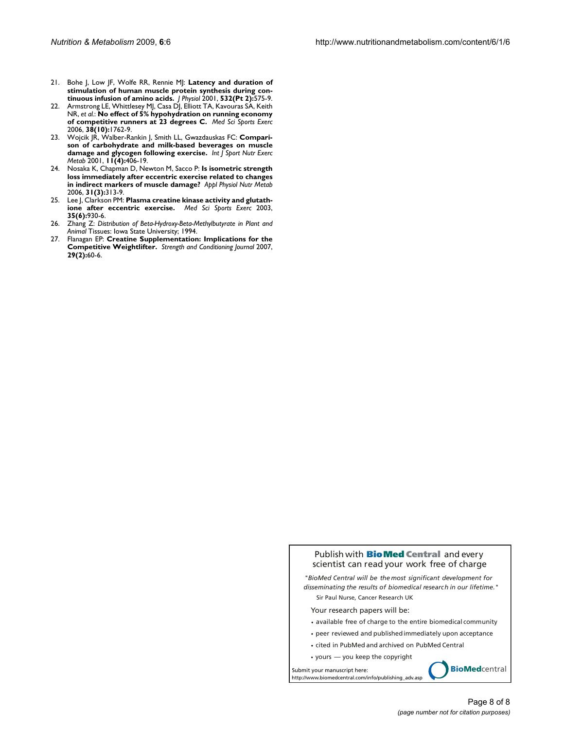21. Bohe J, Low JF, Wolfe RR, Rennie MJ: **Latency and duration of stimulation of human muscle protein synthesis during continuous infusion of amino acids.** *J Physiol* 2001, **532(Pt 2):**575-9.
22. Armstrong LE, Whittlesey MJ, Casa DJ, Elliott TA, Kavouras SA, Keith NR, *et al.*: **No effect of 5% hypohydration on running economy of competitive runners at 23 degrees C.** *Med Sci Sports Exerc* 2006, **38(10):**1762-9.
23. Wojcik JR, Walber-Rankin J, Smith LL, Gwazdauskas FC: **Comparison of carbohydrate and milk-based beverages on muscle damage and glycogen following exercise.** *Int J Sport Nutr Exerc Metab* 2001, **11(4):**406-19.
24. Nosaka K, Chapman D, Newton M, Sacco P: **Is isometric strength loss immediately after eccentric exercise related to changes in indirect markers of muscle damage?** *Appl Physiol Nutr Metab* 2006, **31(3):**313-9.
25. Lee J, Clarkson PM: **Plasma creatine kinase activity and glutathione after eccentric exercise.** *Med Sci Sports Exerc* 2003, **35(6):**930-6.
26. Zhang Z: *Distribution of Beta-Hydroxy-Beta-Methylbutyrate in Plant and Animal* Tissues: Iowa State University; 1994.
27. Flanagan EP: **Creatine Supplementation: Implications for the Competitive Weightlifter.** *Strength and Conditioning Journal* 2007, **29(2):**60-6.

Publish with **BioMed Central** and every scientist can read your work free of charge

*"BioMed Central will be the most significant development for disseminating the results of biomedical research in our lifetime."*

Sir Paul Nurse, Cancer Research UK

Your research papers will be:

- available free of charge to the entire biomedical community
- peer reviewed and published immediately upon acceptance
- cited in PubMed and archived on PubMed Central
- yours — you keep the copyright

Submit your manuscript here:
http://www.biomedcentral.com/info/publishing_adv.asp

**BioMed**central